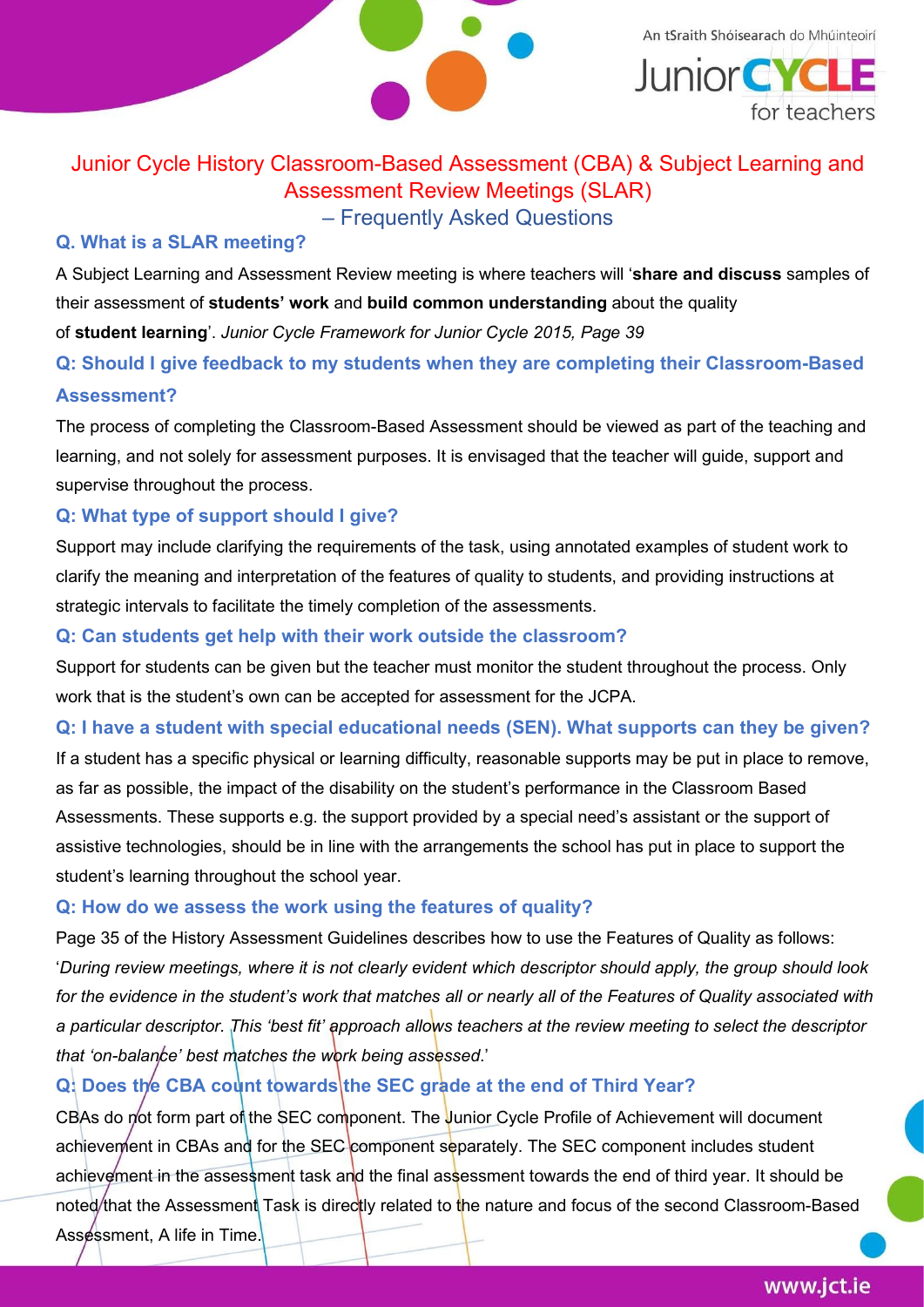# Junior Cycle History Classroom-Based Assessment (CBA) & Subject Learning and Assessment Review Meetings (SLAR)

## – Frequently Asked Questions

### Q. What is a SLAR meeting?

A Subject Learning and Assessment Review meeting is where teachers will '**share and discuss** samples of their assessment of **students' work** and **build common understanding** about the quality of **student learning**'. *Junior Cycle Framework for Junior Cycle 2015, Page 39*

### Q: Should I give feedback to my students when they are completing their Classroom-Based Assessment?

The process of completing the Classroom-Based Assessment should be viewed as part of the teaching and learning, and not solely for assessment purposes. It is envisaged that the teacher will guide, support and supervise throughout the process.

### Q: What type of support should I give?

Support may include clarifying the requirements of the task, using annotated examples of student work to clarify the meaning and interpretation of the features of quality to students, and providing instructions at strategic intervals to facilitate the timely completion of the assessments.

### Q: Can students get help with their work outside the classroom?

Support for students can be given but the teacher must monitor the student throughout the process. Only work that is the student's own can be accepted for assessment for the JCPA.

### Q: I have a student with special educational needs (SEN). What supports can they be given?

If a student has a specific physical or learning difficulty, reasonable supports may be put in place to remove, as far as possible, the impact of the disability on the student's performance in the Classroom Based Assessments. These supports e.g. the support provided by a special need's assistant or the support of assistive technologies, should be in line with the arrangements the school has put in place to support the student's learning throughout the school year.

### Q: How do we assess the work using the features of quality?

Page 35 of the History Assessment Guidelines describes how to use the Features of Quality as follows: '*During review meetings, where it is not clearly evident which descriptor should apply, the group should look for the evidence in the student's work that matches all or nearly all of the Features of Quality associated with a particular descriptor. This 'best fit' approach allows teachers at the review meeting to select the descriptor that 'on-balance' best matches the work being assessed*.'

### Q: Does the CBA count towards the SEC grade at the end of Third Year?

CBAs do not form part of the SEC component. The Junior Cycle Profile of Achievement will document achievement in CBAs and for the SEC component separately. The SEC component includes student achievement in the assessment task and the final assessment towards the end of third year. It should be noted that the Assessment Task is directly related to the nature and focus of the second Classroom-Based Assessment, A life in Time.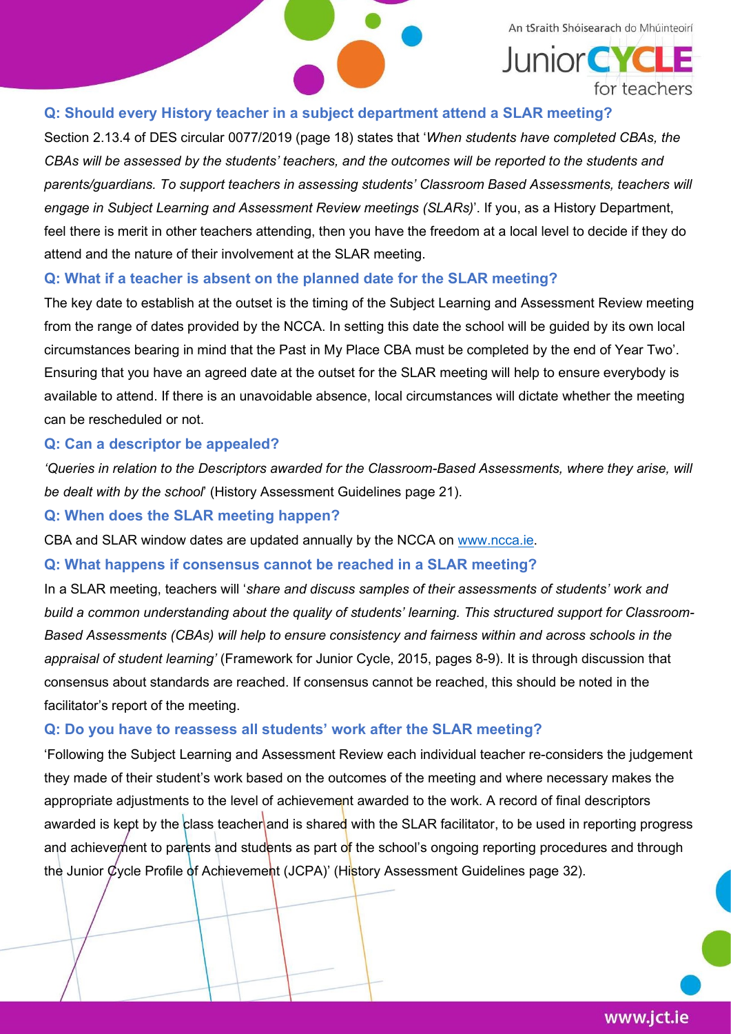### Q: Should every History teacher in a subject department attend a SLAR meeting?

Section 2.13.4 of DES circular 0077/2019 (page 18) states that '*When students have completed CBAs, the CBAs will be assessed by the students' teachers, and the outcomes will be reported to the students and parents/guardians. To support teachers in assessing students' Classroom Based Assessments, teachers will engage in Subject Learning and Assessment Review meetings (SLARs)*'. If you, as a History Department, feel there is merit in other teachers attending, then you have the freedom at a local level to decide if they do attend and the nature of their involvement at the SLAR meeting.

### Q: What if a teacher is absent on the planned date for the SLAR meeting?

The key date to establish at the outset is the timing of the Subject Learning and Assessment Review meeting from the range of dates provided by the NCCA. In setting this date the school will be guided by its own local circumstances bearing in mind that the Past in My Place CBA must be completed by the end of Year Two'. Ensuring that you have an agreed date at the outset for the SLAR meeting will help to ensure everybody is available to attend. If there is an unavoidable absence, local circumstances will dictate whether the meeting can be rescheduled or not.

### Q: Can a descriptor be appealed?

*'Queries in relation to the Descriptors awarded for the Classroom-Based Assessments, where they arise, will be dealt with by the school*' (History Assessment Guidelines page 21).

### Q: When does the SLAR meeting happen?

CBA and SLAR window dates are updated annually by the NCCA on [www.ncca.ie](http://www.ncca.ie).

### Q: What happens if consensus cannot be reached in a SLAR meeting?

In a SLAR meeting, teachers will '*share and discuss samples of their assessments of students' work and build a common understanding about the quality of students' learning. This structured support for Classroom-Based Assessments (CBAs) will help to ensure consistency and fairness within and across schools in the appraisal of student learning'* (Framework for Junior Cycle, 2015, pages 8-9). It is through discussion that consensus about standards are reached. If consensus cannot be reached, this should be noted in the facilitator's report of the meeting.

### Q: Do you have to reassess all students' work after the SLAR meeting?

'Following the Subject Learning and Assessment Review each individual teacher re-considers the judgement they made of their student's work based on the outcomes of the meeting and where necessary makes the appropriate adjustments to the level of achievement awarded to the work. A record of final descriptors awarded is kept by the class teacher and is shared with the SLAR facilitator, to be used in reporting progress and achievement to parents and students as part of the school's ongoing reporting procedures and through the Junior Cycle Profile of Achievement (JCPA)' (History Assessment Guidelines page 32).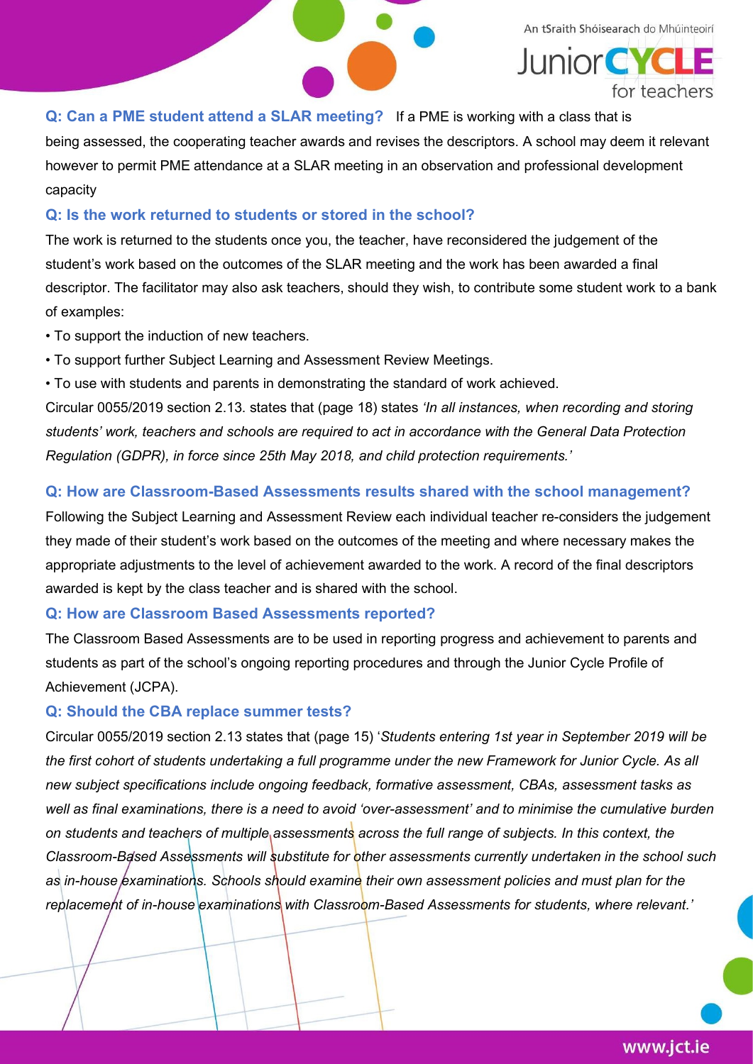**Q: Can a PME student attend a SLAR meeting?** If a PME is working with a class that is being assessed, the cooperating teacher awards and revises the descriptors. A school may deem it relevant however to permit PME attendance at a SLAR meeting in an observation and professional development capacity

**Q: Is the work returned to students or stored in the school?**

The work is returned to the students once you, the teacher, have reconsidered the judgement of the student's work based on the outcomes of the SLAR meeting and the work has been awarded a final descriptor. The facilitator may also ask teachers, should they wish, to contribute some student work to a bank of examples:

- To support the induction of new teachers.
- To support further Subject Learning and Assessment Review Meetings.
- To use with students and parents in demonstrating the standard of work achieved.

Circular 0055/2019 section 2.13. states that (page 18) states *'In all instances, when recording and storing students' work, teachers and schools are required to act in accordance with the General Data Protection Regulation (GDPR), in force since 25th May 2018, and child protection requirements.'*

**Q: How are Classroom-Based Assessments results shared with the school management?**

Following the Subject Learning and Assessment Review each individual teacher re-considers the judgement they made of their student's work based on the outcomes of the meeting and where necessary makes the appropriate adjustments to the level of achievement awarded to the work. A record of the final descriptors awarded is kept by the class teacher and is shared with the school.

**Q: How are Classroom Based Assessments reported?**

The Classroom Based Assessments are to be used in reporting progress and achievement to parents and students as part of the school's ongoing reporting procedures and through the Junior Cycle Profile of Achievement (JCPA).

**Q: Should the CBA replace summer tests?**

Circular 0055/2019 section 2.13 states that (page 15) '*Students entering 1st year in September 2019 will be the first cohort of students undertaking a full programme under the new Framework for Junior Cycle. As all new subject specifications include ongoing feedback, formative assessment, CBAs, assessment tasks as well as final examinations, there is a need to avoid 'over-assessment' and to minimise the cumulative burden on students and teachers of multiple assessments across the full range of subjects. In this context, the Classroom-Based Assessments will substitute for other assessments currently undertaken in the school such as in-house examinations. Schools should examine their own assessment policies and must plan for the replacement of in-house examinations with Classroom-Based Assessments for students, where relevant.*'